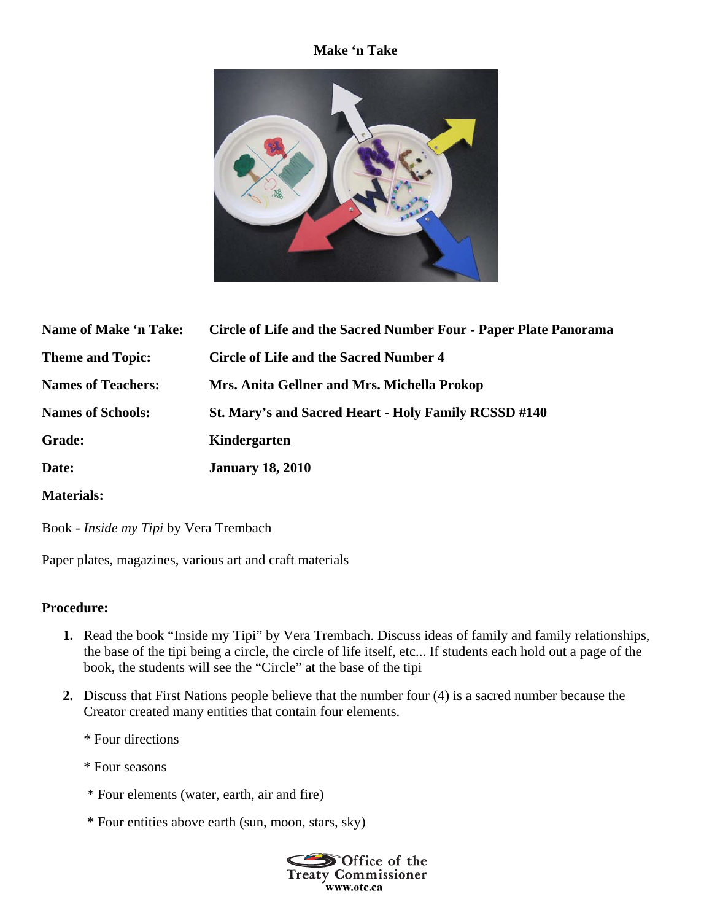# Make 'n Take

**Name of Make 'n Take:** **Circle of Life and the Sacred Number Four - Paper Plate Panorama**

**Theme and Topic:** **Circle of Life and the Sacred Number 4**

**Names of Teachers:** **Mrs. Anita Gellner and Mrs. Michella Prokop**

**Names of Schools:** **St. Mary's and Sacred Heart - Holy Family RCSSD #140**

**Grade:** **Kindergarten**

**Date:** **January 18, 2010**

**Materials:**

Book - *Inside my Tipi* by Vera Trembach

Paper plates, magazines, various art and craft materials

**Procedure:**

1. Read the book "Inside my Tipi" by Vera Trembach. Discuss ideas of family and family relationships, the base of the tipi being a circle, the circle of life itself, etc... If students each hold out a page of the book, the students will see the "Circle" at the base of the tipi

2. Discuss that First Nations people believe that the number four (4) is a sacred number because the Creator created many entities that contain four elements.

   * Four directions

   * Four seasons

   * Four elements (water, earth, air and fire)

   * Four entities above earth (sun, moon, stars, sky)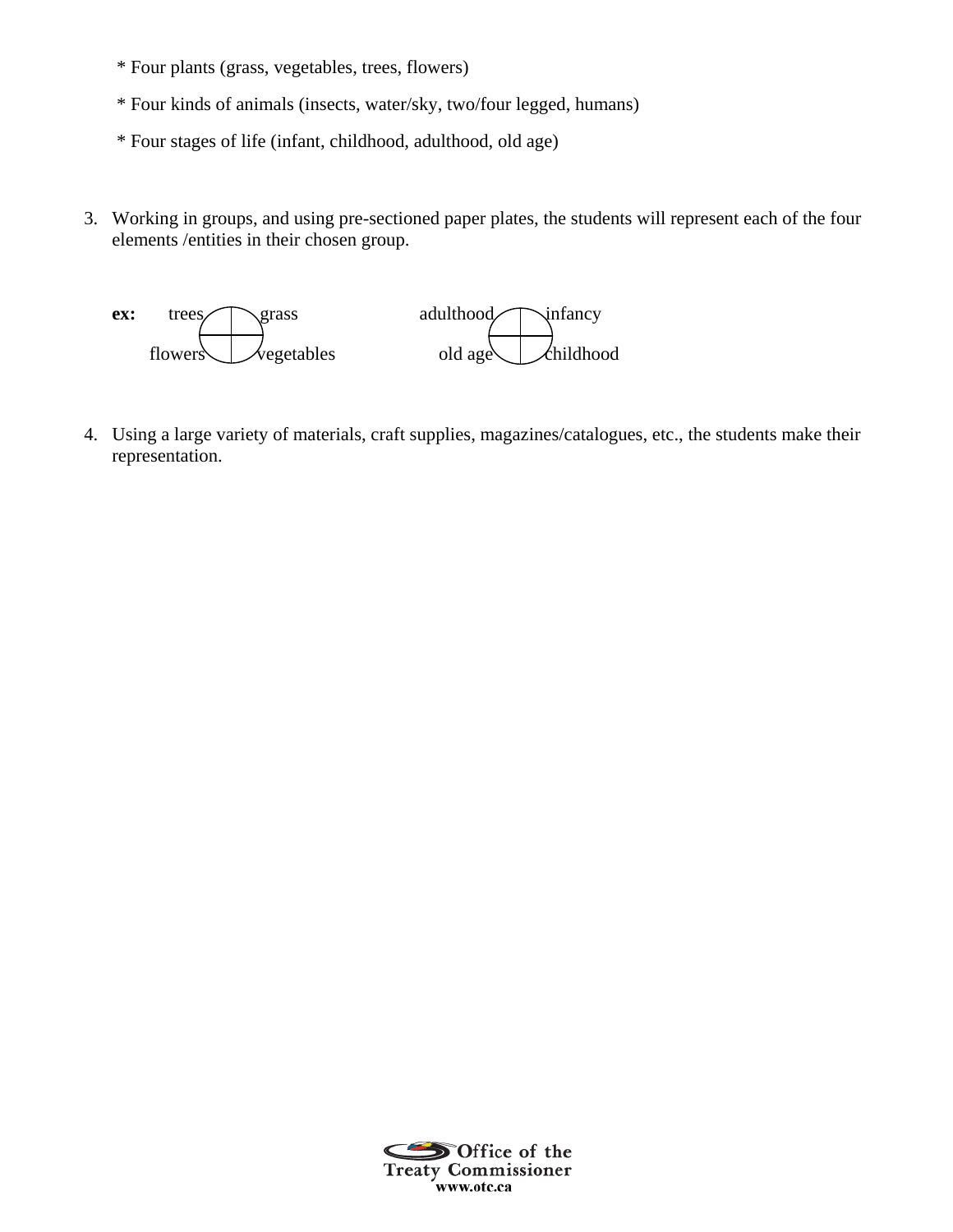* Four plants (grass, vegetables, trees, flowers)

* Four kinds of animals (insects, water/sky, two/four legged, humans)

* Four stages of life (infant, childhood, adulthood, old age)

3. Working in groups, and using pre-sectioned paper plates, the students will represent each of the four elements /entities in their chosen group.

**ex:** trees grass flowers vegetables adulthood infancy old age childhood

4. Using a large variety of materials, craft supplies, magazines/catalogues, etc., the students make their representation.